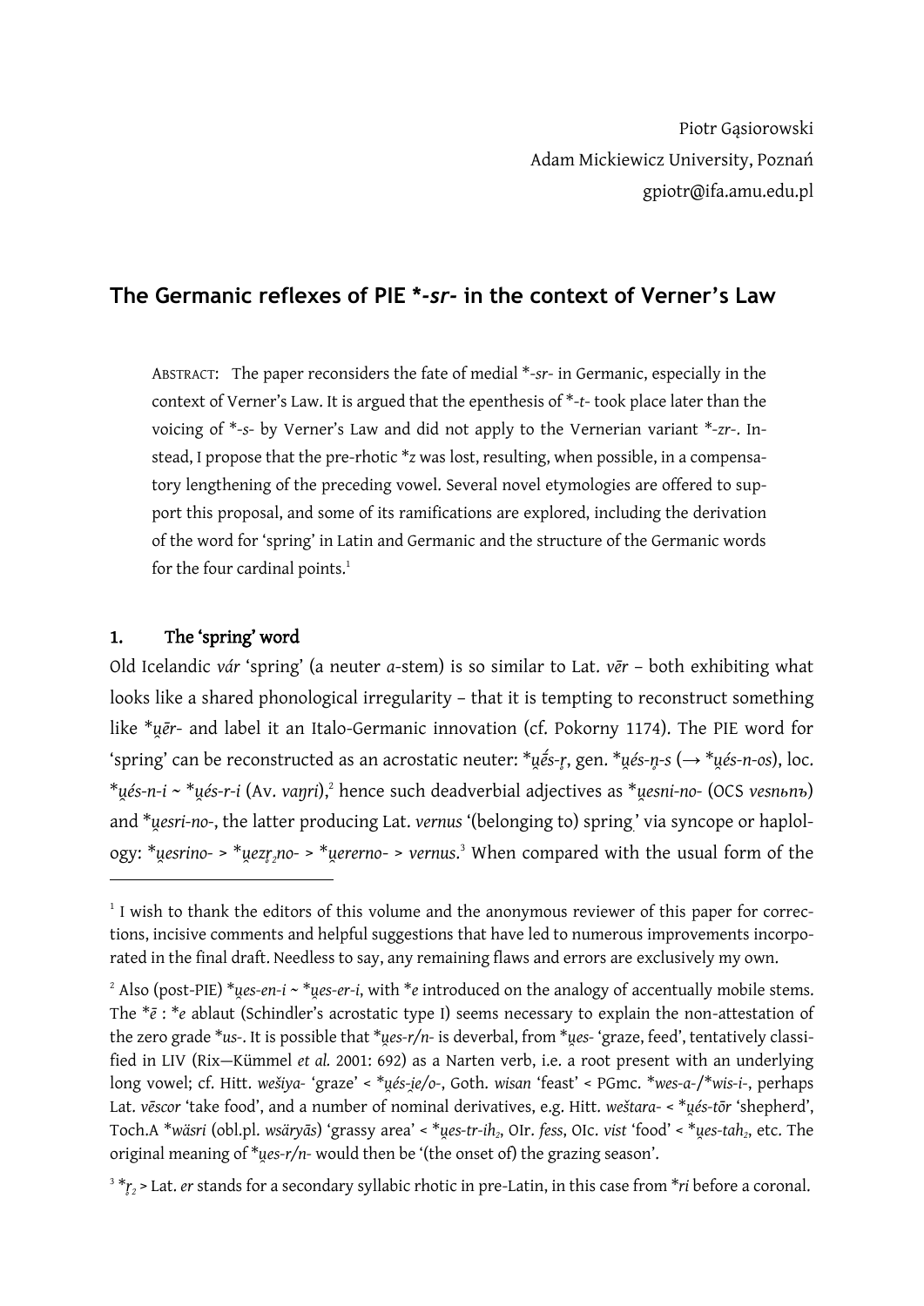Piotr Gąsiorowski
Adam Mickiewicz University, Poznań
gpiotr@ifa.amu.edu.pl

# The Germanic reflexes of PIE *-sr- in the context of Verner's Law

ABSTRACT: The paper reconsiders the fate of medial *-sr- in Germanic, especially in the context of Verner's Law. It is argued that the epenthesis of *-t- took place later than the voicing of *-s- by Verner's Law and did not apply to the Vernerian variant *-zr-. Instead, I propose that the pre-rhotic *z was lost, resulting, when possible, in a compensatory lengthening of the preceding vowel. Several novel etymologies are offered to support this proposal, and some of its ramifications are explored, including the derivation of the word for 'spring' in Latin and Germanic and the structure of the Germanic words for the four cardinal points.[1]

## 1. The 'spring' word

Old Icelandic *vár* 'spring' (a neuter *a*-stem) is so similar to Lat. *vēr* – both exhibiting what looks like a shared phonological irregularity – that it is tempting to reconstruct something like *\*u̯ēr-* and label it an Italo-Germanic innovation (cf. Pokorny 1174). The PIE word for 'spring' can be reconstructed as an acrostatic neuter: *\*u̯ḗs-r̥*, gen. *\*u̯és-n̥-s* (→ *\*u̯és-n-os*), loc. *\*u̯és-n-i* ~ *\*u̯és-r-i* (Av. *vaŋri*),[2] hence such deadverbial adjectives as *\*u̯esni-no-* (OCS *vesnьnъ*) and *\*u̯esri-no-*, the latter producing Lat. *vernus* '(belonging to) spring' via syncope or haplology: *\*u̯esrino-* > *\*u̯ezr̥₂no-* > *\*u̯ererno-* > *vernus*.[3] When compared with the usual form of the

---

[1] I wish to thank the editors of this volume and the anonymous reviewer of this paper for corrections, incisive comments and helpful suggestions that have led to numerous improvements incorporated in the final draft. Needless to say, any remaining flaws and errors are exclusively my own.

[2] Also (post-PIE) *\*u̯es-en-i* ~ *\*u̯es-er-i*, with *\*e* introduced on the analogy of accentually mobile stems. The *\*ē* : *\*e* ablaut (Schindler's acrostatic type I) seems necessary to explain the non-attestation of the zero grade *\*us-*. It is possible that *\*u̯es-r/n-* is deverbal, from *\*u̯es-* 'graze, feed', tentatively classified in LIV (Rix—Kümmel *et al.* 2001: 692) as a Narten verb, i.e. a root present with an underlying long vowel; cf. Hitt. *wešiya-* 'graze' < *\*u̯és-i̯e/o-*, Goth. *wisan* 'feast' < PGmc. *\*wes-a-/\*wis-i-*, perhaps Lat. *vēscor* 'take food', and a number of nominal derivatives, e.g. Hitt. *weštara-* < *\*u̯és-tōr* 'shepherd', Toch.A *\*wäsri* (obl.pl. *wsäryās*) 'grassy area' < *\*u̯es-tr-ih₂*, OIr. *fess*, OIc. *vist* 'food' < *\*u̯es-tah₂*, etc. The original meaning of *\*u̯es-r/n-* would then be '(the onset of) the grazing season'.

[3] *\*r̥₂* > Lat. *er* stands for a secondary syllabic rhotic in pre-Latin, in this case from *\*ri* before a coronal.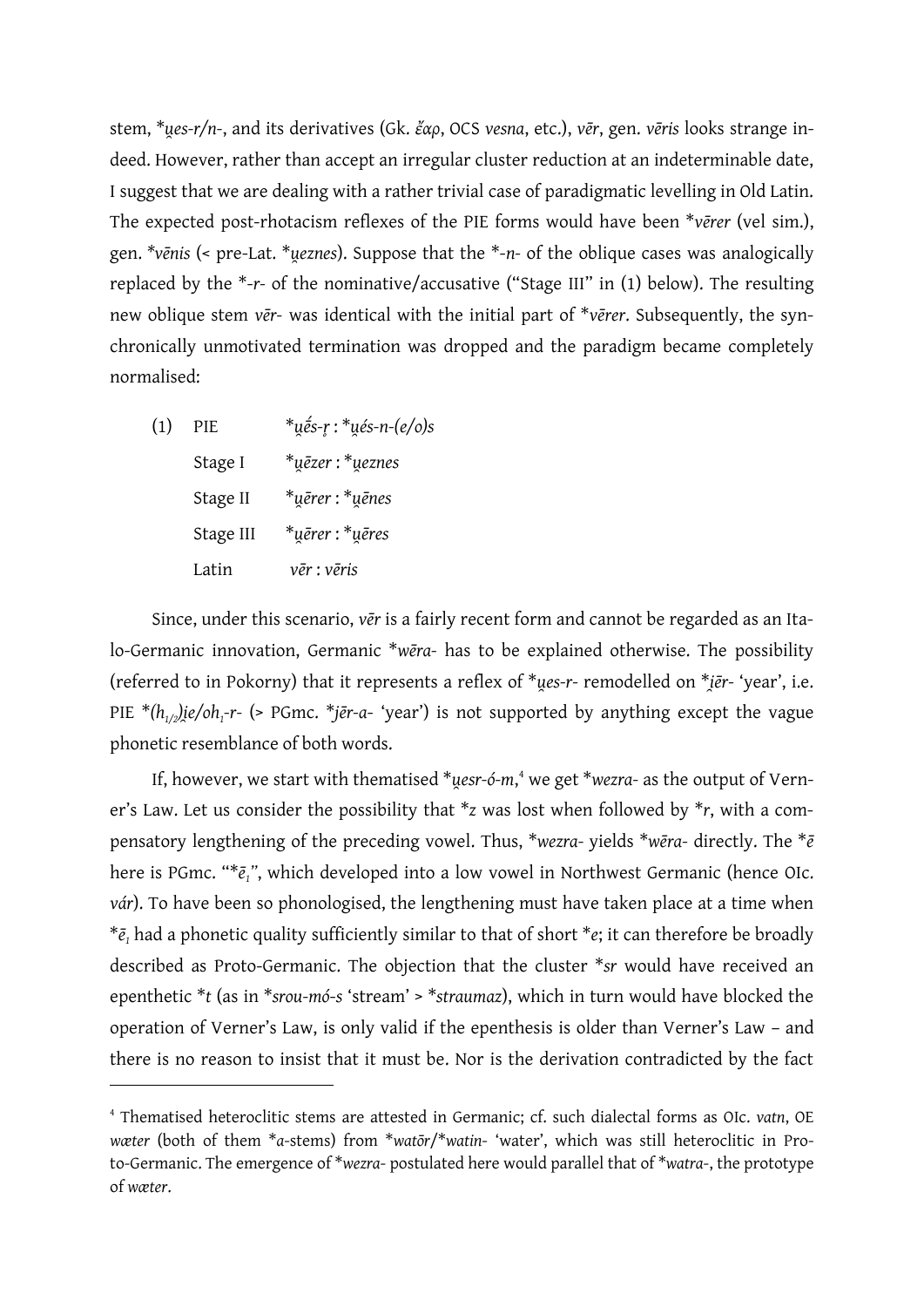stem, **u̯es-r/n-*, and its derivatives (Gk. ἔαρ, OCS *vesna*, etc.), *vēr*, gen. *vēris* looks strange indeed. However, rather than accept an irregular cluster reduction at an indeterminable date, I suggest that we are dealing with a rather trivial case of paradigmatic levelling in Old Latin. The expected post-rhotacism reflexes of the PIE forms would have been **vērer* (vel sim.), gen. **vēnis* (< pre-Lat. **u̯eznes*). Suppose that the *-*n*- of the oblique cases was analogically replaced by the *-*r*- of the nominative/accusative ("Stage III" in (1) below). The resulting new oblique stem *vēr*- was identical with the initial part of **vērer*. Subsequently, the synchronically unmotivated termination was dropped and the paradigm became completely normalised:

| (1) | | |
|---|---|---|
| | PIE | **u̯ḗs-r̥* : **u̯és-n-(e/o)s* |
| | Stage I | **u̯ēzer* : **u̯eznes* |
| | Stage II | **u̯ērer* : **u̯ēnes* |
| | Stage III | **u̯ērer* : **u̯ēres* |
| | Latin | *vēr* : *vēris* |

Since, under this scenario, *vēr* is a fairly recent form and cannot be regarded as an Italo-Germanic innovation, Germanic **wēra-* has to be explained otherwise. The possibility (referred to in Pokorny) that it represents a reflex of **u̯es-r-* remodelled on **i̯ēr-* 'year', i.e. PIE *$(h_{1/2})$i̯e/o$h_1$-r-* (> PGmc. **jēr-a-* 'year') is not supported by anything except the vague phonetic resemblance of both words.

If, however, we start with thematised **u̯esr-ó-m*,[4] we get **wezra-* as the output of Verner's Law. Let us consider the possibility that **z* was lost when followed by **r*, with a compensatory lengthening of the preceding vowel. Thus, **wezra-* yields **wēra-* directly. The **ē* here is PGmc. "*$\bar{e}_1$", which developed into a low vowel in Northwest Germanic (hence OIc. *vár*). To have been so phonologised, the lengthening must have taken place at a time when *$\bar{e}_1$ had a phonetic quality sufficiently similar to that of short **e*; it can therefore be broadly described as Proto-Germanic. The objection that the cluster **sr* would have received an epenthetic **t* (as in **srou-mó-s* 'stream' > **straumaz*), which in turn would have blocked the operation of Verner's Law, is only valid if the epenthesis is older than Verner's Law – and there is no reason to insist that it must be. Nor is the derivation contradicted by the fact

[4] Thematised heteroclitic stems are attested in Germanic; cf. such dialectal forms as OIc. *vatn*, OE *wæter* (both of them **a*-stems) from **watōr*/**watin-* 'water', which was still heteroclitic in Proto-Germanic. The emergence of **wezra-* postulated here would parallel that of **watra-*, the prototype of *wæter*.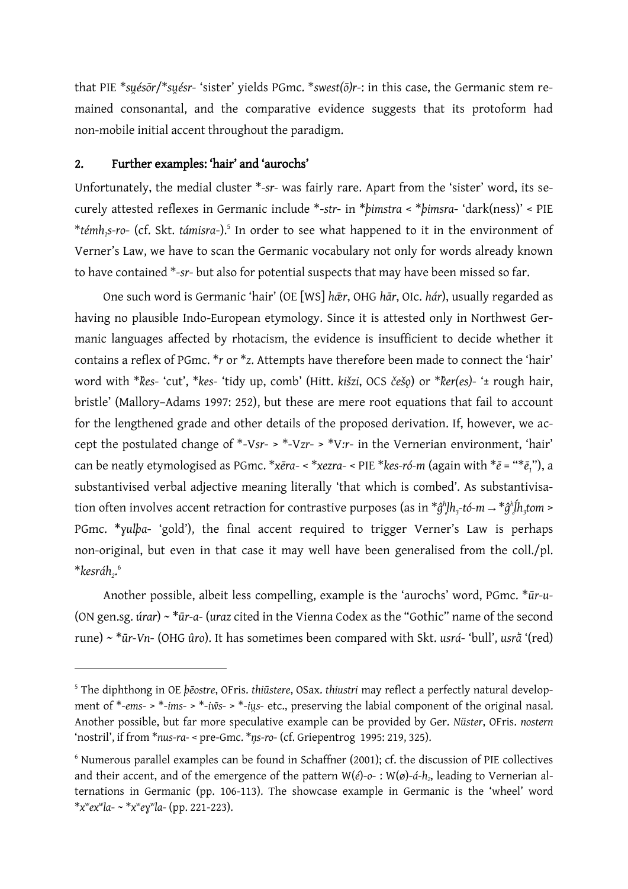that PIE *su̯ésōr/*su̯ésr- 'sister' yields PGmc. *swest(ō)r-: in this case, the Germanic stem remained consonantal, and the comparative evidence suggests that its protoform had non-mobile initial accent throughout the paradigm.

## 2. Further examples: 'hair' and 'aurochs'

Unfortunately, the medial cluster *-sr- was fairly rare. Apart from the 'sister' word, its securely attested reflexes in Germanic include *-str- in *þimstra < *þimsra- 'dark(ness)' < PIE *$témh_1$s-ro- (cf. Skt. *támisra-*).[5] In order to see what happened to it in the environment of Verner's Law, we have to scan the Germanic vocabulary not only for words already known to have contained *-sr- but also for potential suspects that may have been missed so far.

One such word is Germanic 'hair' (OE [WS] *hǣr*, OHG *hār*, OIc. *hár*), usually regarded as having no plausible Indo-European etymology. Since it is attested only in Northwest Germanic languages affected by rhotacism, the evidence is insufficient to decide whether it contains a reflex of PGmc. *r or *z. Attempts have therefore been made to connect the 'hair' word with *k̑es- 'cut', *kes- 'tidy up, comb' (Hitt. *kišzi*, OCS *češǫ*) or *k̑er(es)- '± rough hair, bristle' (Mallory–Adams 1997: 252), but these are mere root equations that fail to account for the lengthened grade and other details of the proposed derivation. If, however, we accept the postulated change of *-Vsr- > *-Vzr- > *Vːr- in the Vernerian environment, 'hair' can be neatly etymologised as PGmc. *xēra- < *xezra- < PIE *kes-ró-m (again with *ē = "*$ē_1$"), a substantivised verbal adjective meaning literally 'that which is combed'. As substantivisation often involves accent retraction for contrastive purposes (as in *$ĝ^h$l̥$h_3$-tó-m → *$ĝ^h$ĺ̥$h_3$tom > PGmc. *ɣulþa- 'gold'), the final accent required to trigger Verner's Law is perhaps non-original, but even in that case it may well have been generalised from the coll./pl. *kesrá$h_2$.[6]

Another possible, albeit less compelling, example is the 'aurochs' word, PGmc. *ūr-u- (ON gen.sg. *úrar*) ~ *ūr-a- (*uraz* cited in the Vienna Codex as the "Gothic" name of the second rune) ~ *ūr-Vn- (OHG *ûro*). It has sometimes been compared with Skt. *usrá-* 'bull', *usrā́* '(red)

---

[5] The diphthong in OE *þēostre*, OFris. *thiūstere*, OSax. *thiustri* may reflect a perfectly natural development of *-ems- > *-ims- > *-iw̃s- > *-iu̯s- etc., preserving the labial component of the original nasal. Another possible, but far more speculative example can be provided by Ger. *Nüster*, OFris. *nostern* 'nostril', if from *nus-ra- < pre-Gmc. *n̥s-ro- (cf. Griepentrog 1995: 219, 325).

[6] Numerous parallel examples can be found in Schaffner (2001); cf. the discussion of PIE collectives and their accent, and of the emergence of the pattern W(é)-o- : W(ø)-á-$h_2$, leading to Vernerian alternations in Germanic (pp. 106-113). The showcase example in Germanic is the 'wheel' word *$x^w$e$x^w$la- ~ *$x^w$eɣ$^w$la- (pp. 221-223).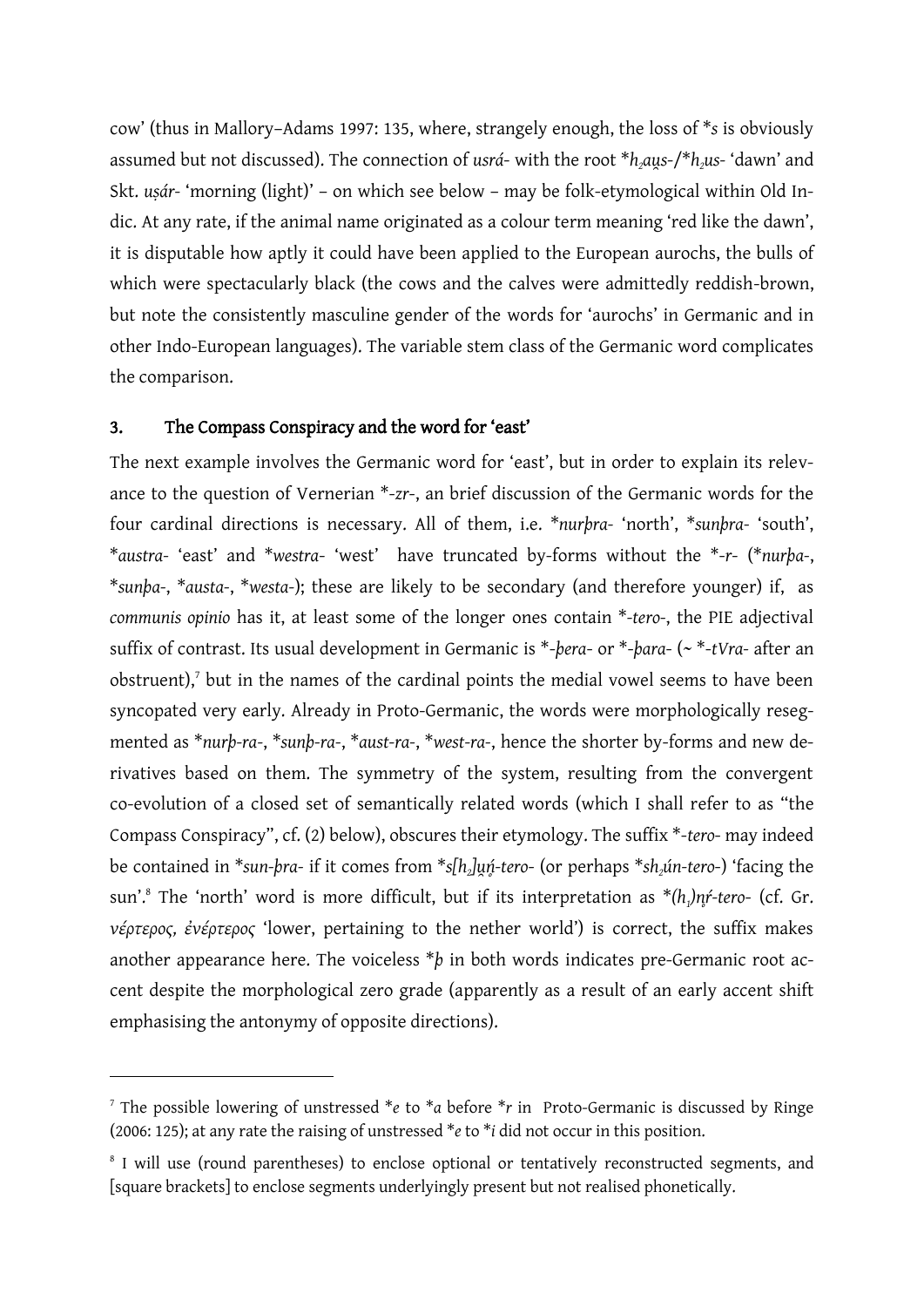cow' (thus in Mallory–Adams 1997: 135, where, strangely enough, the loss of *s is obviously assumed but not discussed). The connection of *usrá-* with the root *$h_2$au̯s-/*$h_2$us- 'dawn' and Skt. *uṣár-* 'morning (light)' – on which see below – may be folk-etymological within Old Indic. At any rate, if the animal name originated as a colour term meaning 'red like the dawn', it is disputable how aptly it could have been applied to the European aurochs, the bulls of which were spectacularly black (the cows and the calves were admittedly reddish-brown, but note the consistently masculine gender of the words for 'aurochs' in Germanic and in other Indo-European languages). The variable stem class of the Germanic word complicates the comparison.

## 3. The Compass Conspiracy and the word for 'east'

The next example involves the Germanic word for 'east', but in order to explain its relevance to the question of Vernerian *-zr-, an brief discussion of the Germanic words for the four cardinal directions is necessary. All of them, i.e. **nurþra-* 'north', **sunþra-* 'south', **austra-* 'east' and **westra-* 'west' have truncated by-forms without the *-r- (**nurþa-*, **sunþa-*, **austa-*, **westa-*); these are likely to be secondary (and therefore younger) if, as *communis opinio* has it, at least some of the longer ones contain *-*tero-*, the PIE adjectival suffix of contrast. Its usual development in Germanic is *-*þera-* or *-*þara-* (~ *-*tVra-* after an obstruent),[7] but in the names of the cardinal points the medial vowel seems to have been syncopated very early. Already in Proto-Germanic, the words were morphologically resegmented as **nurþ-ra-*, **sunþ-ra-*, **aust-ra-*, **west-ra-*, hence the shorter by-forms and new derivatives based on them. The symmetry of the system, resulting from the convergent co-evolution of a closed set of semantically related words (which I shall refer to as "the Compass Conspiracy", cf. (2) below), obscures their etymology. The suffix *-*tero-* may indeed be contained in **sun-þra-* if it comes from *s[$h_2$]u̯ń̥-tero- (or perhaps *s$h_2$ún-tero-) 'facing the sun'.[8] The 'north' word is more difficult, but if its interpretation as *($h_1$)n̥ŕ̥-tero- (cf. Gr. *νέρτερος, ἐνέρτερος* 'lower, pertaining to the nether world') is correct, the suffix makes another appearance here. The voiceless *þ in both words indicates pre-Germanic root accent despite the morphological zero grade (apparently as a result of an early accent shift emphasising the antonymy of opposite directions).

---

[7] The possible lowering of unstressed *e to *a before *r in Proto-Germanic is discussed by Ringe (2006: 125); at any rate the raising of unstressed *e to *i did not occur in this position.

[8] I will use (round parentheses) to enclose optional or tentatively reconstructed segments, and [square brackets] to enclose segments underlyingly present but not realised phonetically.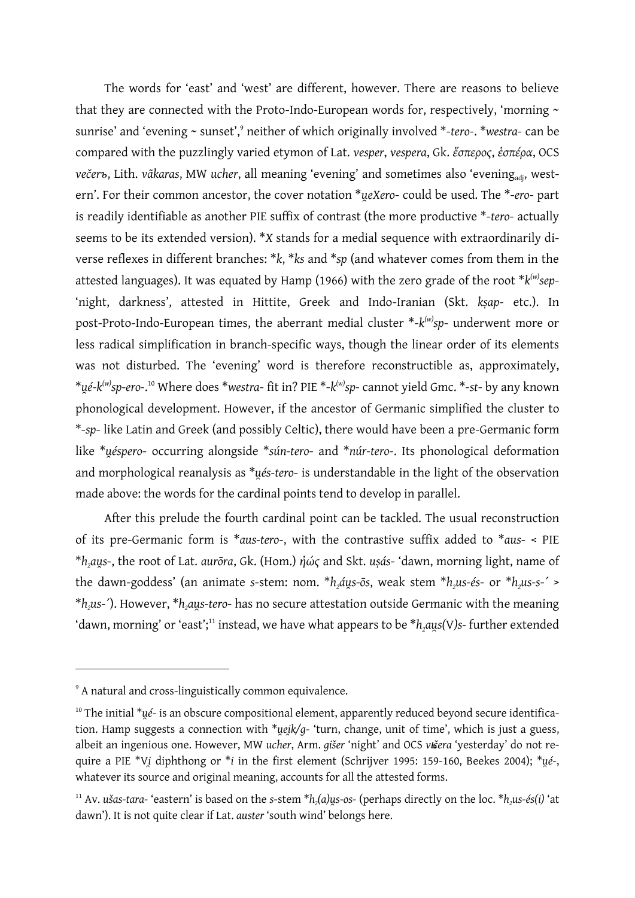The words for 'east' and 'west' are different, however. There are reasons to believe that they are connected with the Proto-Indo-European words for, respectively, 'morning ~ sunrise' and 'evening ~ sunset',[9] neither of which originally involved *-*tero*-. **westra*- can be compared with the puzzlingly varied etymon of Lat. *vesper*, *vespera*, Gk. *ἕσπερος*, *ἑσπέρα*, OCS *večerъ*, Lith. *vãkaras*, MW *ucher*, all meaning 'evening' and sometimes also 'evening$_{adj}$, western'. For their common ancestor, the cover notation **u̯eXero*- could be used. The *-*ero*- part is readily identifiable as another PIE suffix of contrast (the more productive *-*tero*- actually seems to be its extended version). **X* stands for a medial sequence with extraordinarily diverse reflexes in different branches: **k*, **ks* and **sp* (and whatever comes from them in the attested languages). It was equated by Hamp (1966) with the zero grade of the root *$k^{(w)}$*sep*- 'night, darkness', attested in Hittite, Greek and Indo-Iranian (Skt. *kṣap*- etc.). In post-Proto-Indo-European times, the aberrant medial cluster *-$k^{(w)}$*sp*- underwent more or less radical simplification in branch-specific ways, though the linear order of its elements was not disturbed. The 'evening' word is therefore reconstructible as, approximately, **u̯é*-$k^{(w)}$*sp-ero*-.[10] Where does **westra*- fit in? PIE *-$k^{(w)}$*sp*- cannot yield Gmc. *-*st*- by any known phonological development. However, if the ancestor of Germanic simplified the cluster to *-*sp*- like Latin and Greek (and possibly Celtic), there would have been a pre-Germanic form like **u̯éspero*- occurring alongside **sún-tero*- and **núr-tero*-. Its phonological deformation and morphological reanalysis as **u̯és-tero*- is understandable in the light of the observation made above: the words for the cardinal points tend to develop in parallel.

After this prelude the fourth cardinal point can be tackled. The usual reconstruction of its pre-Germanic form is **aus-tero*-, with the contrastive suffix added to **aus*- < PIE *$h_2$*au̯s*-, the root of Lat. *aurōra*, Gk. (Hom.) *ἠώς* and Skt. *uṣás*- 'dawn, morning light, name of the dawn-goddess' (an animate *s*-stem: nom. *$h_2$*áu̯s-ōs*, weak stem *$h_2$*us-és*- or *$h_2$*us-s-´* > *$h_2$*us-´*). However, *$h_2$*au̯s-tero*- has no secure attestation outside Germanic with the meaning 'dawn, morning' or 'east';[11] instead, we have what appears to be *$h_2$*au̯s(V)s*- further extended

---

[9] A natural and cross-linguistically common equivalence.

[10] The initial **u̯é*- is an obscure compositional element, apparently reduced beyond secure identification. Hamp suggests a connection with **u̯ei̯k/g*- 'turn, change, unit of time', which is just a guess, albeit an ingenious one. However, MW *ucher*, Arm. *gišer* 'night' and OCS *vьčera* 'yesterday' do not require a PIE *V*i̯* diphthong or **i* in the first element (Schrijver 1995: 159-160, Beekes 2004); **u̯é*-, whatever its source and original meaning, accounts for all the attested forms.

[11] Av. *ušas-tara*- 'eastern' is based on the *s*-stem *$h_2$*(a)u̯s-os*- (perhaps directly on the loc. *$h_2$*us-és(i)* 'at dawn'). It is not quite clear if Lat. *auster* 'south wind' belongs here.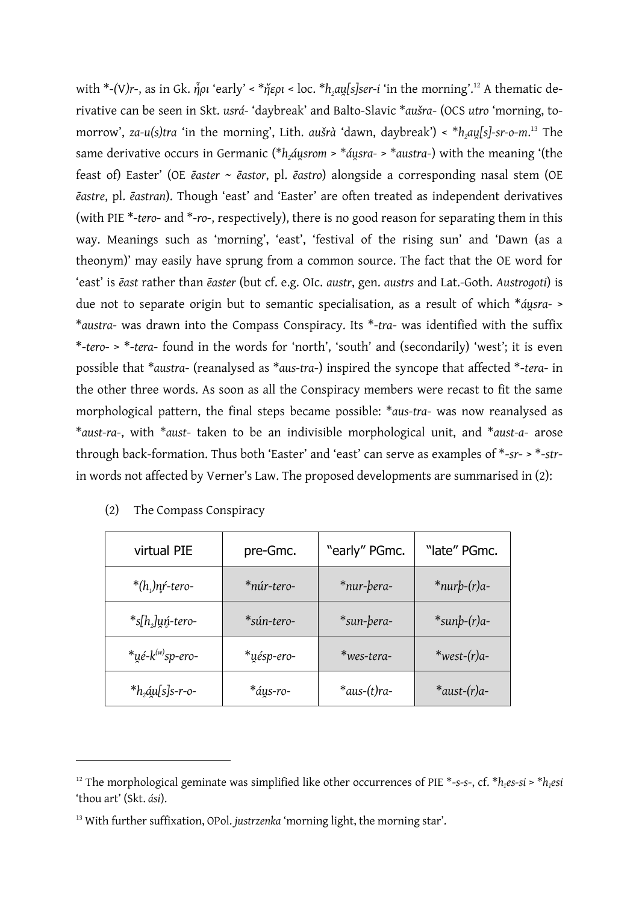with *-(V)r-, as in Gk. ἦρι 'early' < *ἤερι < loc. *h₂au̯[s]ser-i 'in the morning'.[12] A thematic derivative can be seen in Skt. *usrá-* 'daybreak' and Balto-Slavic **aušra-* (OCS *utro* 'morning, tomorrow', *za-u(s)tra* 'in the morning', Lith. *aušrà* 'dawn, daybreak') < **h₂au̯[s]-sr-o-m*.[13] The same derivative occurs in Germanic (**h₂áu̯srom* > **áu̯sra-* > **austra-*) with the meaning '(the feast of) Easter' (OE *ēaster* ~ *ēastor*, pl. *ēastro*) alongside a corresponding nasal stem (OE *ēastre*, pl. *ēastran*). Though 'east' and 'Easter' are often treated as independent derivatives (with PIE *-*tero*- and *-*ro*-, respectively), there is no good reason for separating them in this way. Meanings such as 'morning', 'east', 'festival of the rising sun' and 'Dawn (as a theonym)' may easily have sprung from a common source. The fact that the OE word for 'east' is *ēast* rather than *ēaster* (but cf. e.g. OIc. *austr*, gen. *austrs* and Lat.-Goth. *Austrogoti*) is due not to separate origin but to semantic specialisation, as a result of which **áu̯sra-* > **austra-* was drawn into the Compass Conspiracy. Its *-*tra*- was identified with the suffix *-*tero*- > *-*tera*- found in the words for 'north', 'south' and (secondarily) 'west'; it is even possible that **austra-* (reanalysed as **aus-tra-*) inspired the syncope that affected *-*tera*- in the other three words. As soon as all the Conspiracy members were recast to fit the same morphological pattern, the final steps became possible: **aus-tra-* was now reanalysed as **aust-ra-*, with **aust-* taken to be an indivisible morphological unit, and **aust-a-* arose through back-formation. Thus both 'Easter' and 'east' can serve as examples of *-*sr*- > *-*str*- in words not affected by Verner's Law. The proposed developments are summarised in (2):

(2) The Compass Conspiracy

| virtual PIE | pre-Gmc. | "early" PGmc. | "late" PGmc. |
|---|---|---|---|
| *(h₁)n̥ŕ-tero- | *núr-tero- | *nur-þera- | *nurþ-(r)a- |
| *s[h₂]u̯ń̥-tero- | *sún-tero- | *sun-þera- | *sunþ-(r)a- |
| *u̯é-k^(w)sp-ero- | *u̯ésp-ero- | *wes-tera- | *west-(r)a- |
| *h₂áu̯[s]s-r-o- | *áu̯s-ro- | *aus-(t)ra- | *aust-(r)a- |

---

[12] The morphological geminate was simplified like other occurrences of PIE *-*s-s*-, cf. **h₁es-si* > **h₁esi* 'thou art' (Skt. *ási*).

[13] With further suffixation, OPol. *justrzenka* 'morning light, the morning star'.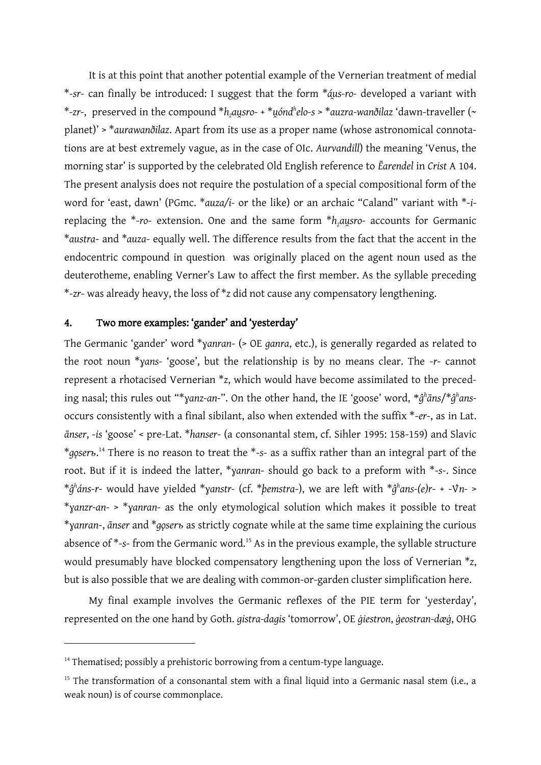It is at this point that another potential example of the Vernerian treatment of medial *-sr- can finally be introduced: I suggest that the form *áu̯s-ro- developed a variant with *-zr-, preserved in the compound *h₂au̯sro- + *u̯óndʰelo-s > *auzra-wanðilaz 'dawn-traveller (~ planet)' > *aurawanðilaz. Apart from its use as a proper name (whose astronomical connotations are at best extremely vague, as in the case of OIc. *Aurvandill*) the meaning 'Venus, the morning star' is supported by the celebrated Old English reference to *Ēarendel* in *Crist* A 104. The present analysis does not require the postulation of a special compositional form of the word for 'east, dawn' (PGmc. *auza/i- or the like) or an archaic "Caland" variant with *-i- replacing the *-ro- extension. One and the same form *h₂au̯sro- accounts for Germanic *austra- and *auza- equally well. The difference results from the fact that the accent in the endocentric compound in question was originally placed on the agent noun used as the deuterotheme, enabling Verner's Law to affect the first member. As the syllable preceding *-zr- was already heavy, the loss of *z did not cause any compensatory lengthening.

## 4. Two more examples: 'gander' and 'yesterday'

The Germanic 'gander' word *ɣanran- (> OE *ganra*, etc.), is generally regarded as related to the root noun *ɣans- 'goose', but the relationship is by no means clear. The -r- cannot represent a rhotacised Vernerian *z, which would have become assimilated to the preceding nasal; this rules out "*ɣanz-an-". On the other hand, the IE 'goose' word, *ĝʰāns/*ĝʰans- occurs consistently with a final sibilant, also when extended with the suffix *-er-, as in Lat. *ānser*, *-is* 'goose' < pre-Lat. *hanser- (a consonantal stem, cf. Sihler 1995: 158-159) and Slavic *gǫserъ.[14] There is no reason to treat the *-s- as a suffix rather than an integral part of the root. But if it is indeed the latter, *ɣanran- should go back to a preform with *-s-. Since *ĝʰáns-r- would have yielded *ɣanstr- (cf. *þemstra-), we are left with *ĝʰans-(e)r- + -V́n- > *ɣanzr-an- > *ɣanran- as the only etymological solution which makes it possible to treat *ɣanran-, *ānser* and *gǫserъ as strictly cognate while at the same time explaining the curious absence of *-s- from the Germanic word.[15] As in the previous example, the syllable structure would presumably have blocked compensatory lengthening upon the loss of Vernerian *z, but is also possible that we are dealing with common-or-garden cluster simplification here.

My final example involves the Germanic reflexes of the PIE term for 'yesterday', represented on the one hand by Goth. *gistra-dagis* 'tomorrow', OE *ġiestron*, *ġeostran-dæġ*, OHG

---

[14] Thematised; possibly a prehistoric borrowing from a centum-type language.

[15] The transformation of a consonantal stem with a final liquid into a Germanic nasal stem (i.e., a weak noun) is of course commonplace.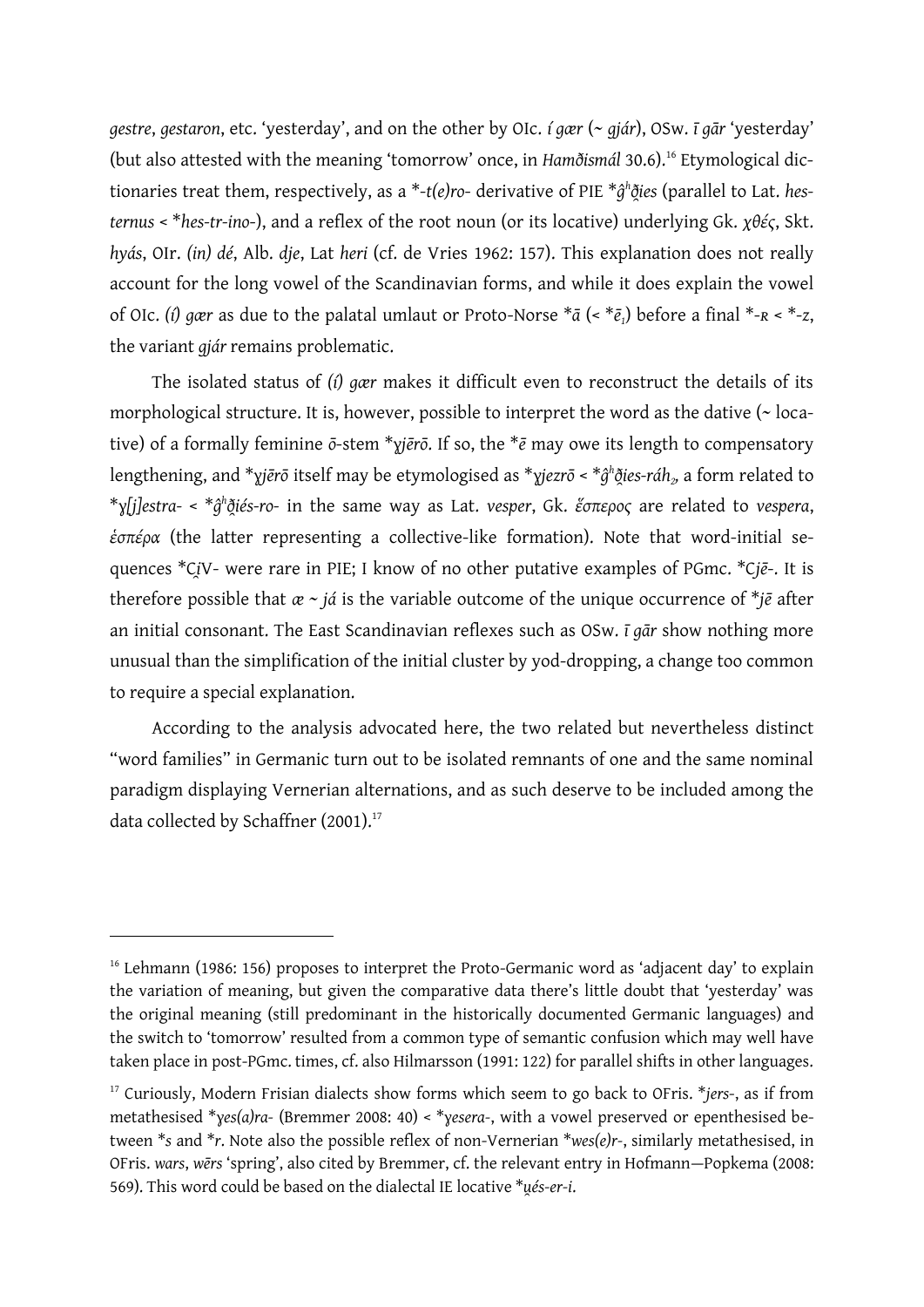*gestre*, *gestaron*, etc. 'yesterday', and on the other by OIc. *í gær* (~ *gjár*), OSw. *ī gār* 'yesterday' (but also attested with the meaning 'tomorrow' once, in *Hamðismál* 30.6).[16] Etymological dictionaries treat them, respectively, as a *-*t(e)ro*- derivative of PIE *$\hat{g}^h$*ð̯ies* (parallel to Lat. *hesternus* < *\*hes-tr-ino-*), and a reflex of the root noun (or its locative) underlying Gk. *χθές*, Skt. *hyás*, OIr. *(in) dé*, Alb. *dje*, Lat *heri* (cf. de Vries 1962: 157). This explanation does not really account for the long vowel of the Scandinavian forms, and while it does explain the vowel of OIc. *(í) gær* as due to the palatal umlaut or Proto-Norse *ā (< *$ē_1$) before a final *-ʀ < *-*z*, the variant *gjár* remains problematic.

The isolated status of *(í) gær* makes it difficult even to reconstruct the details of its morphological structure. It is, however, possible to interpret the word as the dative (~ locative) of a formally feminine *ō*-stem *\*ɣjērō*. If so, the *ē may owe its length to compensatory lengthening, and *\*ɣjērō* itself may be etymologised as *\*ɣjezrō* < *$\hat{g}^h$*ð̯ies-ráh₂*, a form related to *\*ɣ[j]estra-* < *$\hat{g}^h$*ð̯iés-ro-* in the same way as Lat. *vesper*, Gk. *ἕσπερος* are related to *vespera*, *ἑσπέρα* (the latter representing a collective-like formation). Note that word-initial sequences *Ci̯V- were rare in PIE; I know of no other putative examples of PGmc. *C*jē*-. It is therefore possible that *æ* ~ *já* is the variable outcome of the unique occurrence of *\*jē* after an initial consonant. The East Scandinavian reflexes such as OSw. *ī gār* show nothing more unusual than the simplification of the initial cluster by yod-dropping, a change too common to require a special explanation.

According to the analysis advocated here, the two related but nevertheless distinct "word families" in Germanic turn out to be isolated remnants of one and the same nominal paradigm displaying Vernerian alternations, and as such deserve to be included among the data collected by Schaffner (2001).[17]

---

[16] Lehmann (1986: 156) proposes to interpret the Proto-Germanic word as 'adjacent day' to explain the variation of meaning, but given the comparative data there's little doubt that 'yesterday' was the original meaning (still predominant in the historically documented Germanic languages) and the switch to 'tomorrow' resulted from a common type of semantic confusion which may well have taken place in post-PGmc. times, cf. also Hilmarsson (1991: 122) for parallel shifts in other languages.

[17] Curiously, Modern Frisian dialects show forms which seem to go back to OFris. *\*jers-*, as if from metathesised *\*ɣes(a)ra-* (Bremmer 2008: 40) < *\*ɣesera-*, with a vowel preserved or epenthesised between *\*s* and *\*r*. Note also the possible reflex of non-Vernerian *\*wes(e)r-*, similarly metathesised, in OFris. *wars*, *wērs* 'spring', also cited by Bremmer, cf. the relevant entry in Hofmann—Popkema (2008: 569). This word could be based on the dialectal IE locative *\*u̯és-er-i*.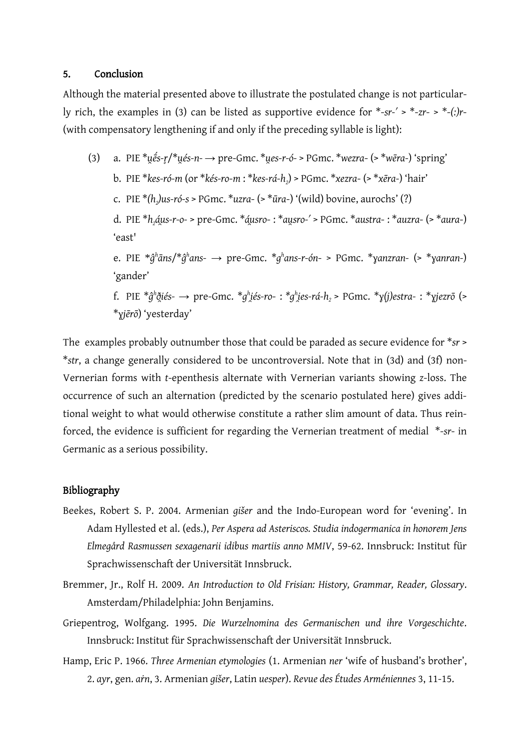## 5. Conclusion

Although the material presented above to illustrate the postulated change is not particularly rich, the examples in (3) can be listed as supportive evidence for *\*-sr-′* > *\*-zr-* > *\*-(:)r-* (with compensatory lengthening if and only if the preceding syllable is light):

(3) a. PIE *\*u̯ḗs-r̥/\*u̯és-n-* → pre-Gmc. *\*u̯es-r-ó-* > PGmc. *\*wezra-* (> *\*wēra-*) ‘spring’

b. PIE *\*kes-ró-m* (or *\*kés-ro-m* : *\*kes-rá-h₂*) > PGmc. *\*xezra-* (> *\*xēra-*) ‘hair’

c. PIE *\*(h₂)us-ró-s* > PGmc. *\*uzra-* (> *\*ūra-*) ‘(wild) bovine, aurochs’ (?)

d. PIE *\*h₂áu̯s-r-o-* > pre-Gmc. *\*áu̯sro-* : *\*au̯sro-′* > PGmc. *\*austra-* : *\*auzra-* (> *\*aura-*) ‘east'

e. PIE *\*ĝʰāns/\*ĝʰans-* → pre-Gmc. *\*gʰans-r-ón-* > PGmc. *\*ɣanzran-* (> *\*ɣanran-*) ‘gander’

f. PIE *\*ĝʰđ̯iés-* → pre-Gmc. *\*gʰi̯és-ro-* : *\*gʰi̯es-rá-h₂* > PGmc. *\*ɣ(j)estra-* : *\*ɣjezrō* (> *\*ɣjērō*) ‘yesterday’

The examples probably outnumber those that could be paraded as secure evidence for *\*sr* > *\*str*, a change generally considered to be uncontroversial. Note that in (3d) and (3f) non-Vernerian forms with *t*-epenthesis alternate with Vernerian variants showing *z*-loss. The occurrence of such an alternation (predicted by the scenario postulated here) gives additional weight to what would otherwise constitute a rather slim amount of data. Thus reinforced, the evidence is sufficient for regarding the Vernerian treatment of medial *\*-sr-* in Germanic as a serious possibility.

## Bibliography

Beekes, Robert S. P. 2004. Armenian *gišer* and the Indo-European word for ‘evening’. In Adam Hyllested et al. (eds.), *Per Aspera ad Asteriscos. Studia indogermanica in honorem Jens Elmegård Rasmussen sexagenarii idibus martiis anno MMIV*, 59-62. Innsbruck: Institut für Sprachwissenschaft der Universität Innsbruck.

Bremmer, Jr., Rolf H. 2009. *An Introduction to Old Frisian: History, Grammar, Reader, Glossary*. Amsterdam/Philadelphia: John Benjamins.

Griepentrog, Wolfgang. 1995. *Die Wurzelnomina des Germanischen und ihre Vorgeschichte*. Innsbruck: Institut für Sprachwissenschaft der Universität Innsbruck.

Hamp, Eric P. 1966. *Three Armenian etymologies* (1. Armenian *ner* ‘wife of husband’s brother’, 2. *ayr*, gen. *aṙn*, 3. Armenian *gišer*, Latin *uesper*). *Revue des Études Arméniennes* 3, 11-15.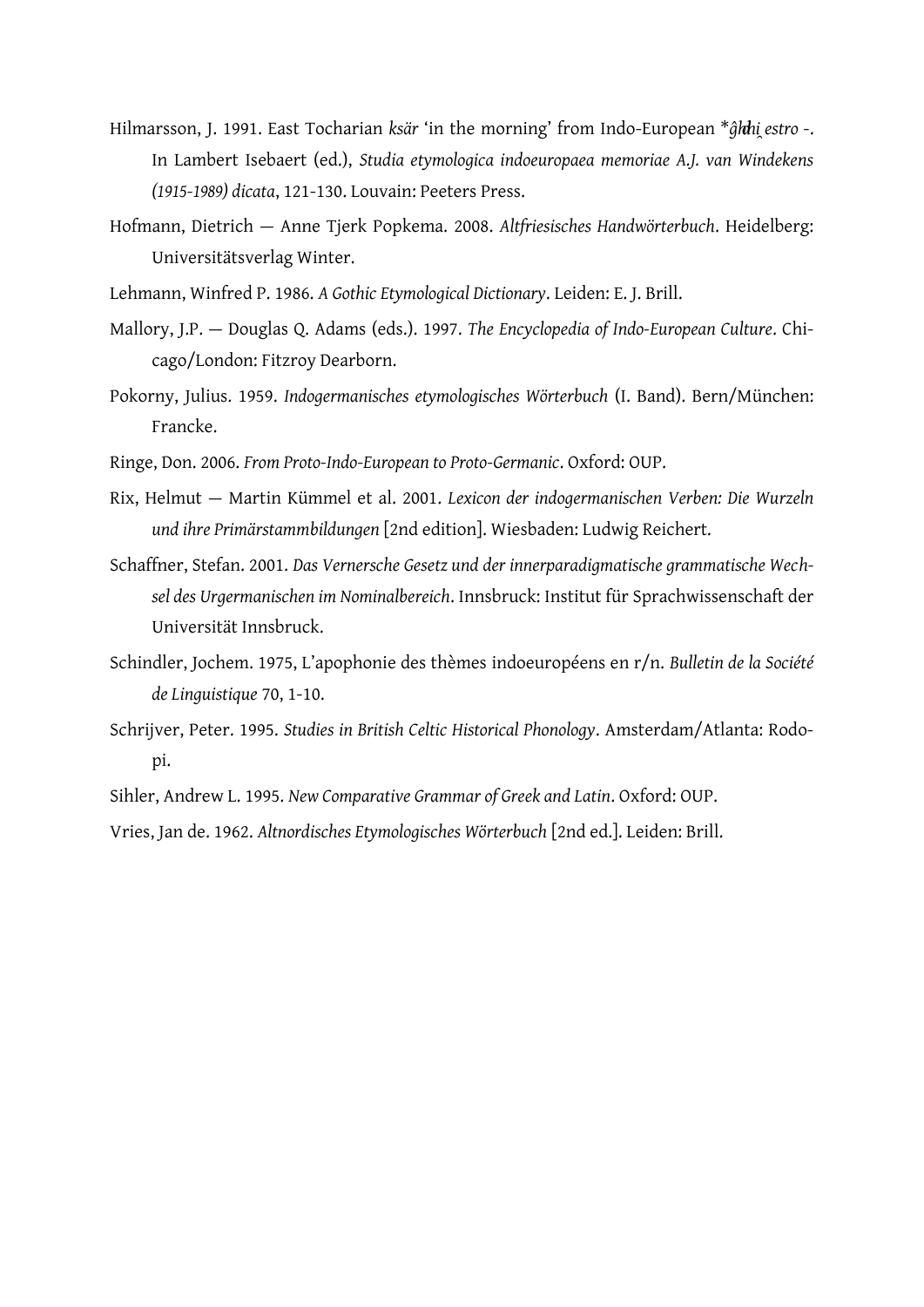Hilmarsson, J. 1991. East Tocharian *ksär* 'in the morning' from Indo-European *\*ĝhdhi̯estro -*. In Lambert Isebaert (ed.), *Studia etymologica indoeuropaea memoriae A.J. van Windekens (1915-1989) dicata*, 121-130. Louvain: Peeters Press.

Hofmann, Dietrich — Anne Tjerk Popkema. 2008. *Altfriesisches Handwörterbuch*. Heidelberg: Universitätsverlag Winter.

Lehmann, Winfred P. 1986. *A Gothic Etymological Dictionary*. Leiden: E. J. Brill.

Mallory, J.P. — Douglas Q. Adams (eds.). 1997. *The Encyclopedia of Indo-European Culture*. Chicago/London: Fitzroy Dearborn.

Pokorny, Julius. 1959. *Indogermanisches etymologisches Wörterbuch* (I. Band). Bern/München: Francke.

Ringe, Don. 2006. *From Proto-Indo-European to Proto-Germanic*. Oxford: OUP.

Rix, Helmut — Martin Kümmel et al. 2001. *Lexicon der indogermanischen Verben: Die Wurzeln und ihre Primärstammbildungen* [2nd edition]. Wiesbaden: Ludwig Reichert.

Schaffner, Stefan. 2001. *Das Vernersche Gesetz und der innerparadigmatische grammatische Wechsel des Urgermanischen im Nominalbereich*. Innsbruck: Institut für Sprachwissenschaft der Universität Innsbruck.

Schindler, Jochem. 1975, L'apophonie des thèmes indoeuropéens en r/n. *Bulletin de la Société de Linguistique* 70, 1-10.

Schrijver, Peter. 1995. *Studies in British Celtic Historical Phonology*. Amsterdam/Atlanta: Rodopi.

Sihler, Andrew L. 1995. *New Comparative Grammar of Greek and Latin*. Oxford: OUP.

Vries, Jan de. 1962. *Altnordisches Etymologisches Wörterbuch* [2nd ed.]. Leiden: Brill.